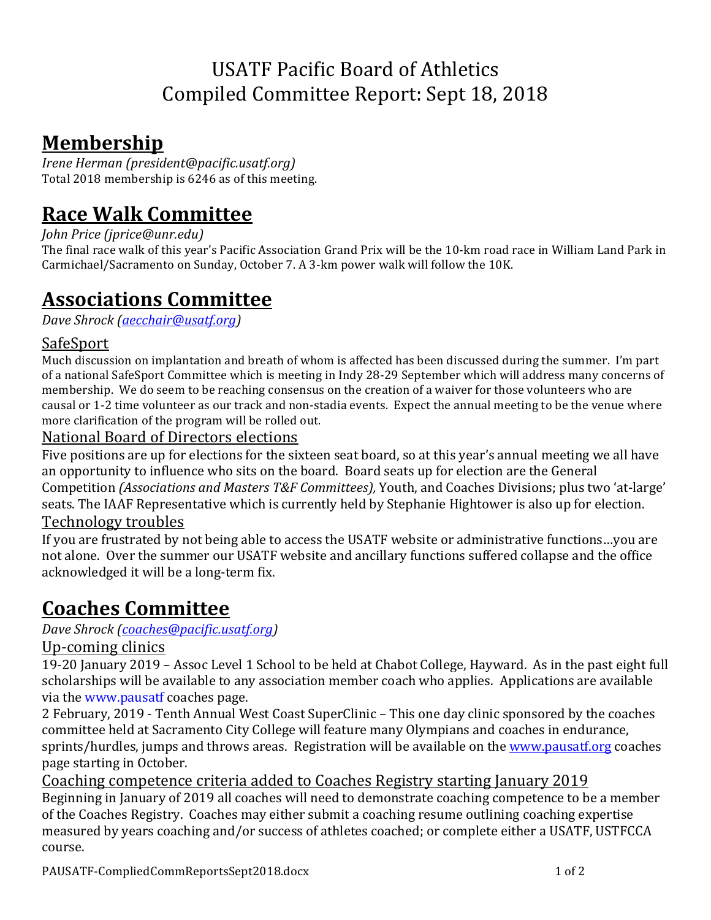# USATF Pacific Board of Athletics
# Compiled Committee Report: Sept 18, 2018

## Membership

*Irene Herman (president@pacific.usatf.org)*
Total 2018 membership is 6246 as of this meeting.

## Race Walk Committee

*John Price (jprice@unr.edu)*
The final race walk of this year's Pacific Association Grand Prix will be the 10-km road race in William Land Park in Carmichael/Sacramento on Sunday, October 7. A 3-km power walk will follow the 10K.

## Associations Committee

*Dave Shrock (aecchair@usatf.org)*

### SafeSport

Much discussion on implantation and breath of whom is affected has been discussed during the summer. I'm part of a national SafeSport Committee which is meeting in Indy 28-29 September which will address many concerns of membership. We do seem to be reaching consensus on the creation of a waiver for those volunteers who are causal or 1-2 time volunteer as our track and non-stadia events. Expect the annual meeting to be the venue where more clarification of the program will be rolled out.

### National Board of Directors elections

Five positions are up for elections for the sixteen seat board, so at this year's annual meeting we all have an opportunity to influence who sits on the board. Board seats up for election are the General Competition *(Associations and Masters T&F Committees),* Youth, and Coaches Divisions; plus two 'at-large' seats. The IAAF Representative which is currently held by Stephanie Hightower is also up for election.

### Technology troubles

If you are frustrated by not being able to access the USATF website or administrative functions…you are not alone. Over the summer our USATF website and ancillary functions suffered collapse and the office acknowledged it will be a long-term fix.

## Coaches Committee

*Dave Shrock (coaches@pacific.usatf.org)*

### Up-coming clinics

19-20 January 2019 – Assoc Level 1 School to be held at Chabot College, Hayward. As in the past eight full scholarships will be available to any association member coach who applies. Applications are available via the www.pausatf coaches page.

2 February, 2019 - Tenth Annual West Coast SuperClinic – This one day clinic sponsored by the coaches committee held at Sacramento City College will feature many Olympians and coaches in endurance, sprints/hurdles, jumps and throws areas. Registration will be available on the www.pausatf.org coaches page starting in October.

### Coaching competence criteria added to Coaches Registry starting January 2019

Beginning in January of 2019 all coaches will need to demonstrate coaching competence to be a member of the Coaches Registry. Coaches may either submit a coaching resume outlining coaching expertise measured by years coaching and/or success of athletes coached; or complete either a USATF, USTFCCA course.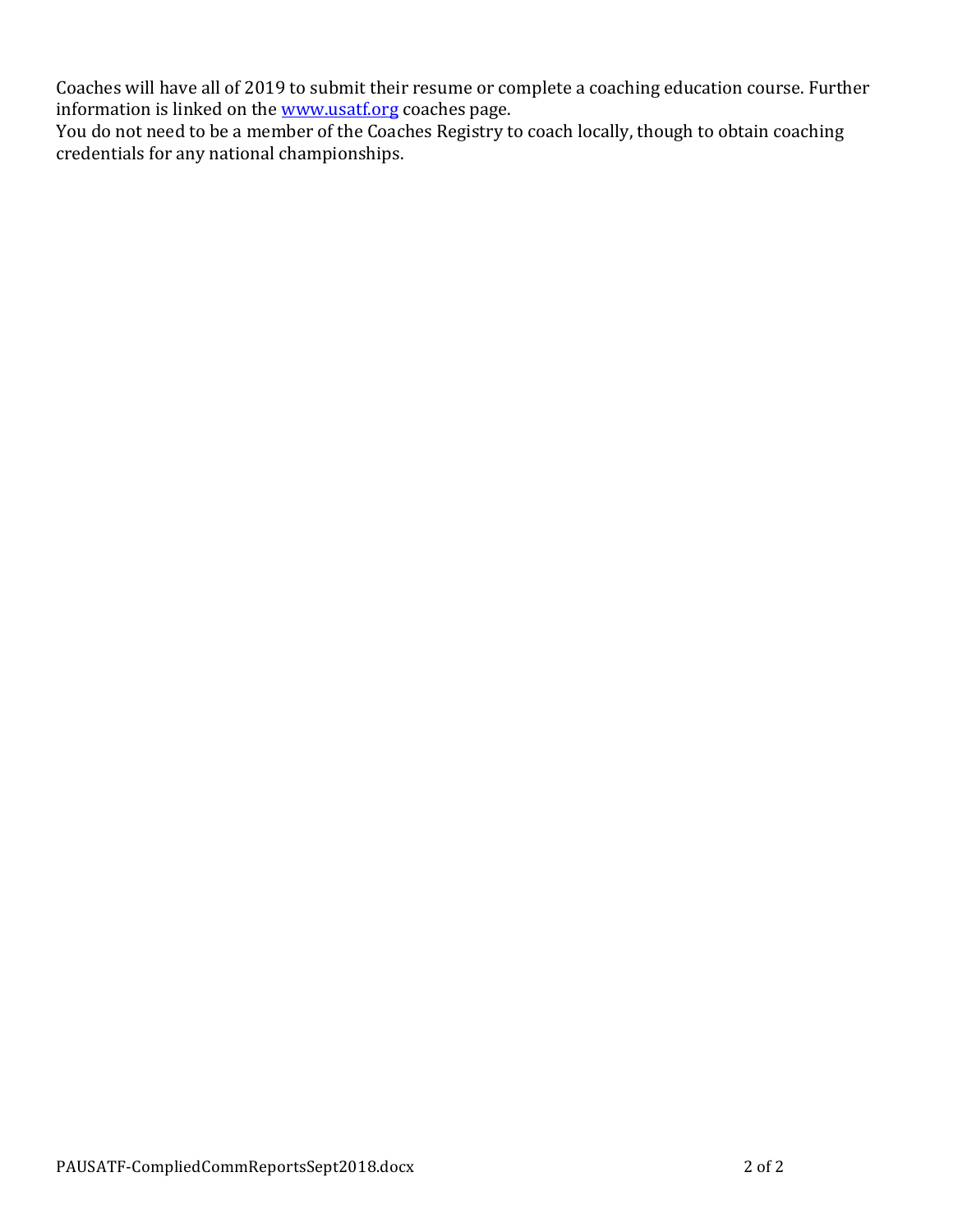Coaches will have all of 2019 to submit their resume or complete a coaching education course. Further information is linked on the [www.usatf.org](http://www.usatf.org) coaches page.
You do not need to be a member of the Coaches Registry to coach locally, though to obtain coaching credentials for any national championships.